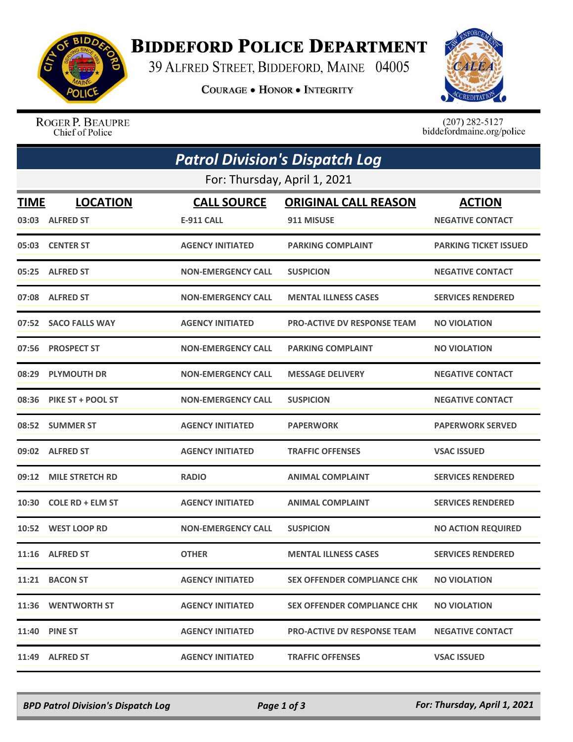# BIDDEFORD POLICE DEPARTMENT

39 ALFRED STREET, BIDDEFORD, MAINE 04005

COURAGE • HONOR • INTEGRITY

ROGER P. BEAUPRE
Chief of Police

(207) 282-5127
biddefordmaine.org/police

## *Patrol Division's Dispatch Log*

For: Thursday, April 1, 2021

| TIME | LOCATION | CALL SOURCE | ORIGINAL CALL REASON | ACTION |
|---|---|---|---|---|
| 03:03 | ALFRED ST | E-911 CALL | 911 MISUSE | NEGATIVE CONTACT |
| 05:03 | CENTER ST | AGENCY INITIATED | PARKING COMPLAINT | PARKING TICKET ISSUED |
| 05:25 | ALFRED ST | NON-EMERGENCY CALL | SUSPICION | NEGATIVE CONTACT |
| 07:08 | ALFRED ST | NON-EMERGENCY CALL | MENTAL ILLNESS CASES | SERVICES RENDERED |
| 07:52 | SACO FALLS WAY | AGENCY INITIATED | PRO-ACTIVE DV RESPONSE TEAM | NO VIOLATION |
| 07:56 | PROSPECT ST | NON-EMERGENCY CALL | PARKING COMPLAINT | NO VIOLATION |
| 08:29 | PLYMOUTH DR | NON-EMERGENCY CALL | MESSAGE DELIVERY | NEGATIVE CONTACT |
| 08:36 | PIKE ST + POOL ST | NON-EMERGENCY CALL | SUSPICION | NEGATIVE CONTACT |
| 08:52 | SUMMER ST | AGENCY INITIATED | PAPERWORK | PAPERWORK SERVED |
| 09:02 | ALFRED ST | AGENCY INITIATED | TRAFFIC OFFENSES | VSAC ISSUED |
| 09:12 | MILE STRETCH RD | RADIO | ANIMAL COMPLAINT | SERVICES RENDERED |
| 10:30 | COLE RD + ELM ST | AGENCY INITIATED | ANIMAL COMPLAINT | SERVICES RENDERED |
| 10:52 | WEST LOOP RD | NON-EMERGENCY CALL | SUSPICION | NO ACTION REQUIRED |
| 11:16 | ALFRED ST | OTHER | MENTAL ILLNESS CASES | SERVICES RENDERED |
| 11:21 | BACON ST | AGENCY INITIATED | SEX OFFENDER COMPLIANCE CHK | NO VIOLATION |
| 11:36 | WENTWORTH ST | AGENCY INITIATED | SEX OFFENDER COMPLIANCE CHK | NO VIOLATION |
| 11:40 | PINE ST | AGENCY INITIATED | PRO-ACTIVE DV RESPONSE TEAM | NEGATIVE CONTACT |
| 11:49 | ALFRED ST | AGENCY INITIATED | TRAFFIC OFFENSES | VSAC ISSUED |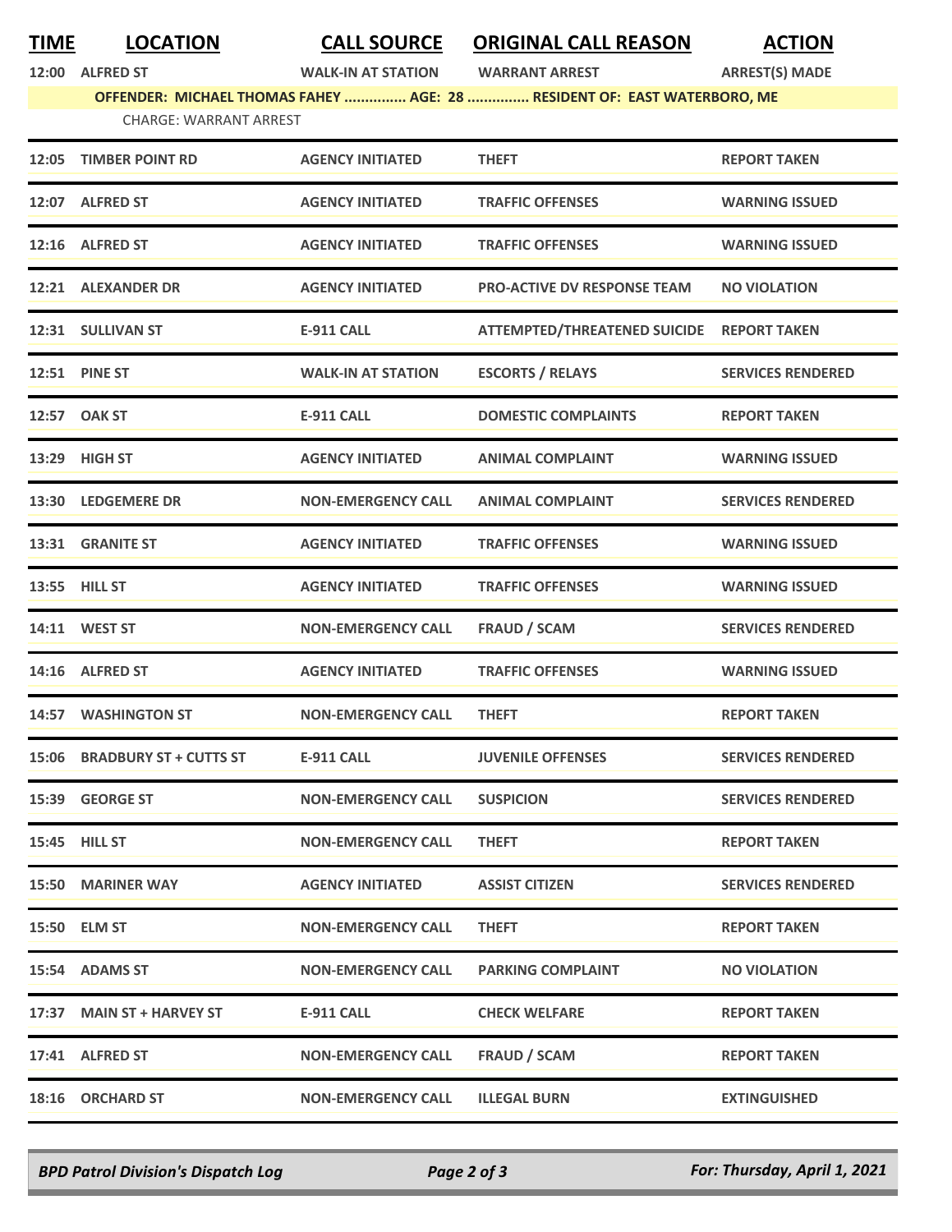| TIME | LOCATION | CALL SOURCE | ORIGINAL CALL REASON | ACTION |
|---|---|---|---|---|
| 12:00 | ALFRED ST | WALK-IN AT STATION | WARRANT ARREST | ARREST(S) MADE |
| OFFENDER: MICHAEL THOMAS FAHEY ............... AGE: 28 ............... RESIDENT OF: EAST WATERBORO, ME | | | | |
| CHARGE: WARRANT ARREST | | | | |
| 12:05 | TIMBER POINT RD | AGENCY INITIATED | THEFT | REPORT TAKEN |
| 12:07 | ALFRED ST | AGENCY INITIATED | TRAFFIC OFFENSES | WARNING ISSUED |
| 12:16 | ALFRED ST | AGENCY INITIATED | TRAFFIC OFFENSES | WARNING ISSUED |
| 12:21 | ALEXANDER DR | AGENCY INITIATED | PRO-ACTIVE DV RESPONSE TEAM | NO VIOLATION |
| 12:31 | SULLIVAN ST | E-911 CALL | ATTEMPTED/THREATENED SUICIDE | REPORT TAKEN |
| 12:51 | PINE ST | WALK-IN AT STATION | ESCORTS / RELAYS | SERVICES RENDERED |
| 12:57 | OAK ST | E-911 CALL | DOMESTIC COMPLAINTS | REPORT TAKEN |
| 13:29 | HIGH ST | AGENCY INITIATED | ANIMAL COMPLAINT | WARNING ISSUED |
| 13:30 | LEDGEMERE DR | NON-EMERGENCY CALL | ANIMAL COMPLAINT | SERVICES RENDERED |
| 13:31 | GRANITE ST | AGENCY INITIATED | TRAFFIC OFFENSES | WARNING ISSUED |
| 13:55 | HILL ST | AGENCY INITIATED | TRAFFIC OFFENSES | WARNING ISSUED |
| 14:11 | WEST ST | NON-EMERGENCY CALL | FRAUD / SCAM | SERVICES RENDERED |
| 14:16 | ALFRED ST | AGENCY INITIATED | TRAFFIC OFFENSES | WARNING ISSUED |
| 14:57 | WASHINGTON ST | NON-EMERGENCY CALL | THEFT | REPORT TAKEN |
| 15:06 | BRADBURY ST + CUTTS ST | E-911 CALL | JUVENILE OFFENSES | SERVICES RENDERED |
| 15:39 | GEORGE ST | NON-EMERGENCY CALL | SUSPICION | SERVICES RENDERED |
| 15:45 | HILL ST | NON-EMERGENCY CALL | THEFT | REPORT TAKEN |
| 15:50 | MARINER WAY | AGENCY INITIATED | ASSIST CITIZEN | SERVICES RENDERED |
| 15:50 | ELM ST | NON-EMERGENCY CALL | THEFT | REPORT TAKEN |
| 15:54 | ADAMS ST | NON-EMERGENCY CALL | PARKING COMPLAINT | NO VIOLATION |
| 17:37 | MAIN ST + HARVEY ST | E-911 CALL | CHECK WELFARE | REPORT TAKEN |
| 17:41 | ALFRED ST | NON-EMERGENCY CALL | FRAUD / SCAM | REPORT TAKEN |
| 18:16 | ORCHARD ST | NON-EMERGENCY CALL | ILLEGAL BURN | EXTINGUISHED |

*BPD Patrol Division's Dispatch Log* — *For: Thursday, April 1, 2021*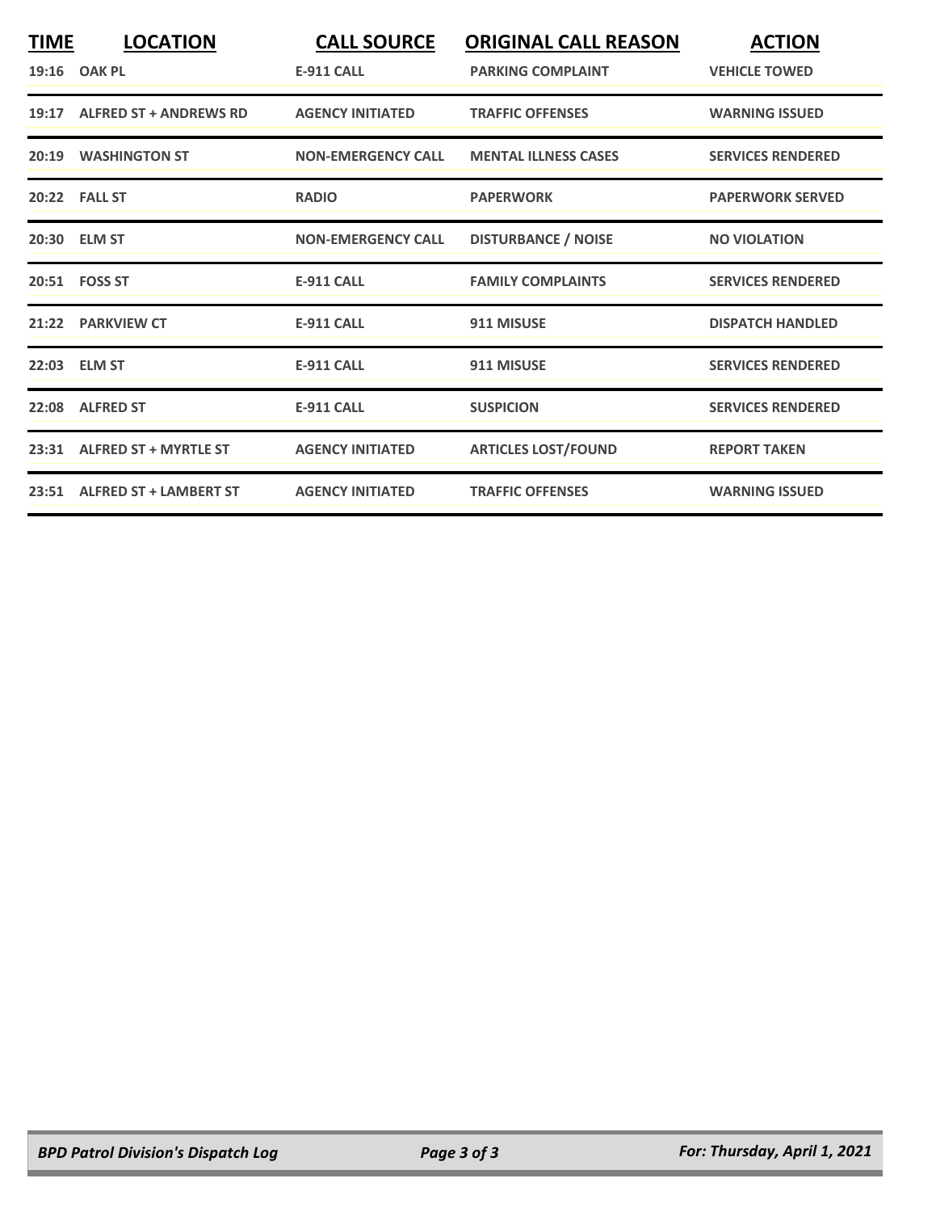| TIME | LOCATION | CALL SOURCE | ORIGINAL CALL REASON | ACTION |
|---|---|---|---|---|
| 19:16 | OAK PL | E-911 CALL | PARKING COMPLAINT | VEHICLE TOWED |
| 19:17 | ALFRED ST + ANDREWS RD | AGENCY INITIATED | TRAFFIC OFFENSES | WARNING ISSUED |
| 20:19 | WASHINGTON ST | NON-EMERGENCY CALL | MENTAL ILLNESS CASES | SERVICES RENDERED |
| 20:22 | FALL ST | RADIO | PAPERWORK | PAPERWORK SERVED |
| 20:30 | ELM ST | NON-EMERGENCY CALL | DISTURBANCE / NOISE | NO VIOLATION |
| 20:51 | FOSS ST | E-911 CALL | FAMILY COMPLAINTS | SERVICES RENDERED |
| 21:22 | PARKVIEW CT | E-911 CALL | 911 MISUSE | DISPATCH HANDLED |
| 22:03 | ELM ST | E-911 CALL | 911 MISUSE | SERVICES RENDERED |
| 22:08 | ALFRED ST | E-911 CALL | SUSPICION | SERVICES RENDERED |
| 23:31 | ALFRED ST + MYRTLE ST | AGENCY INITIATED | ARTICLES LOST/FOUND | REPORT TAKEN |
| 23:51 | ALFRED ST + LAMBERT ST | AGENCY INITIATED | TRAFFIC OFFENSES | WARNING ISSUED |